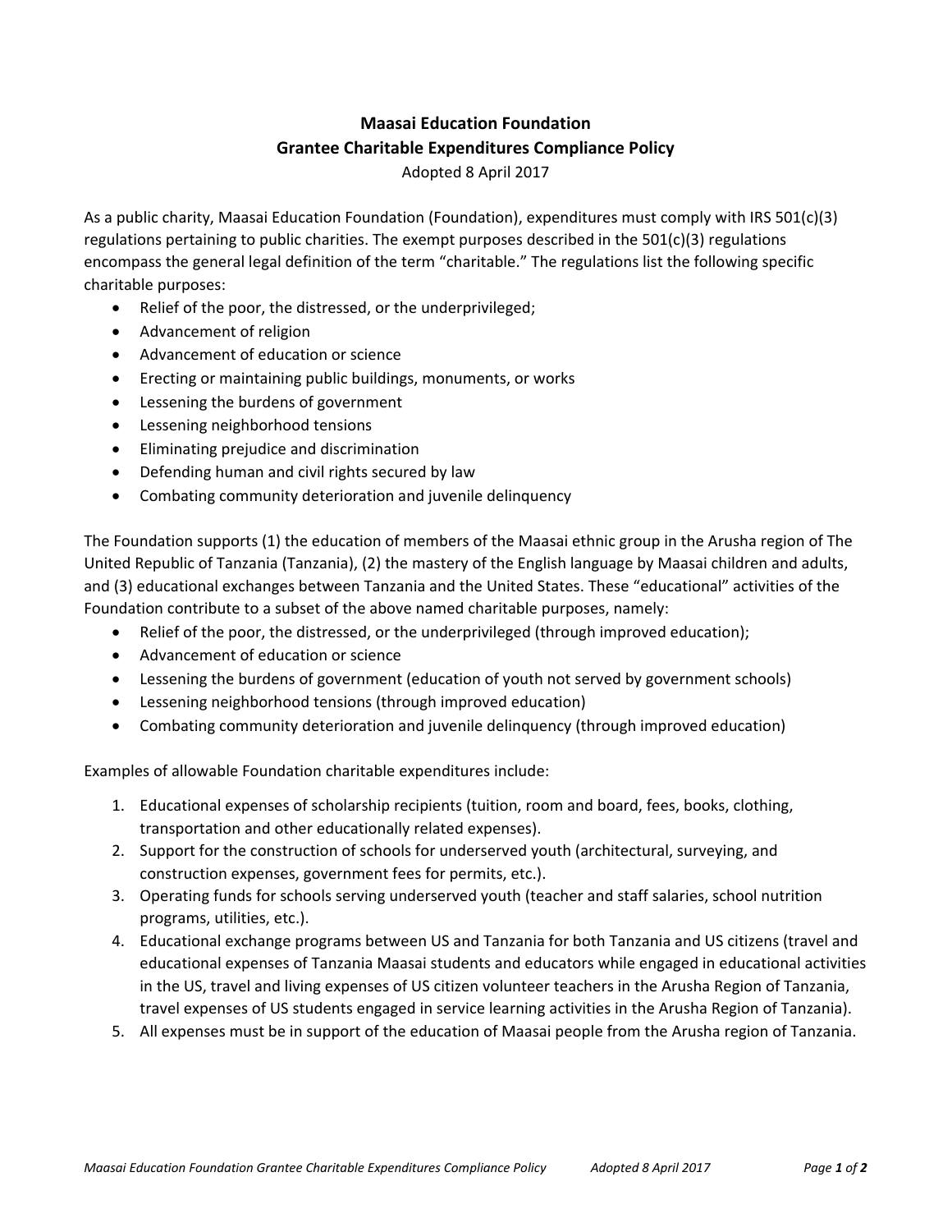# Maasai Education Foundation
## Grantee Charitable Expenditures Compliance Policy

Adopted 8 April 2017

As a public charity, Maasai Education Foundation (Foundation), expenditures must comply with IRS 501(c)(3) regulations pertaining to public charities. The exempt purposes described in the 501(c)(3) regulations encompass the general legal definition of the term "charitable." The regulations list the following specific charitable purposes:

- Relief of the poor, the distressed, or the underprivileged;
- Advancement of religion
- Advancement of education or science
- Erecting or maintaining public buildings, monuments, or works
- Lessening the burdens of government
- Lessening neighborhood tensions
- Eliminating prejudice and discrimination
- Defending human and civil rights secured by law
- Combating community deterioration and juvenile delinquency

The Foundation supports (1) the education of members of the Maasai ethnic group in the Arusha region of The United Republic of Tanzania (Tanzania), (2) the mastery of the English language by Maasai children and adults, and (3) educational exchanges between Tanzania and the United States. These "educational" activities of the Foundation contribute to a subset of the above named charitable purposes, namely:

- Relief of the poor, the distressed, or the underprivileged (through improved education);
- Advancement of education or science
- Lessening the burdens of government (education of youth not served by government schools)
- Lessening neighborhood tensions (through improved education)
- Combating community deterioration and juvenile delinquency (through improved education)

Examples of allowable Foundation charitable expenditures include:

1. Educational expenses of scholarship recipients (tuition, room and board, fees, books, clothing, transportation and other educationally related expenses).
2. Support for the construction of schools for underserved youth (architectural, surveying, and construction expenses, government fees for permits, etc.).
3. Operating funds for schools serving underserved youth (teacher and staff salaries, school nutrition programs, utilities, etc.).
4. Educational exchange programs between US and Tanzania for both Tanzania and US citizens (travel and educational expenses of Tanzania Maasai students and educators while engaged in educational activities in the US, travel and living expenses of US citizen volunteer teachers in the Arusha Region of Tanzania, travel expenses of US students engaged in service learning activities in the Arusha Region of Tanzania).
5. All expenses must be in support of the education of Maasai people from the Arusha region of Tanzania.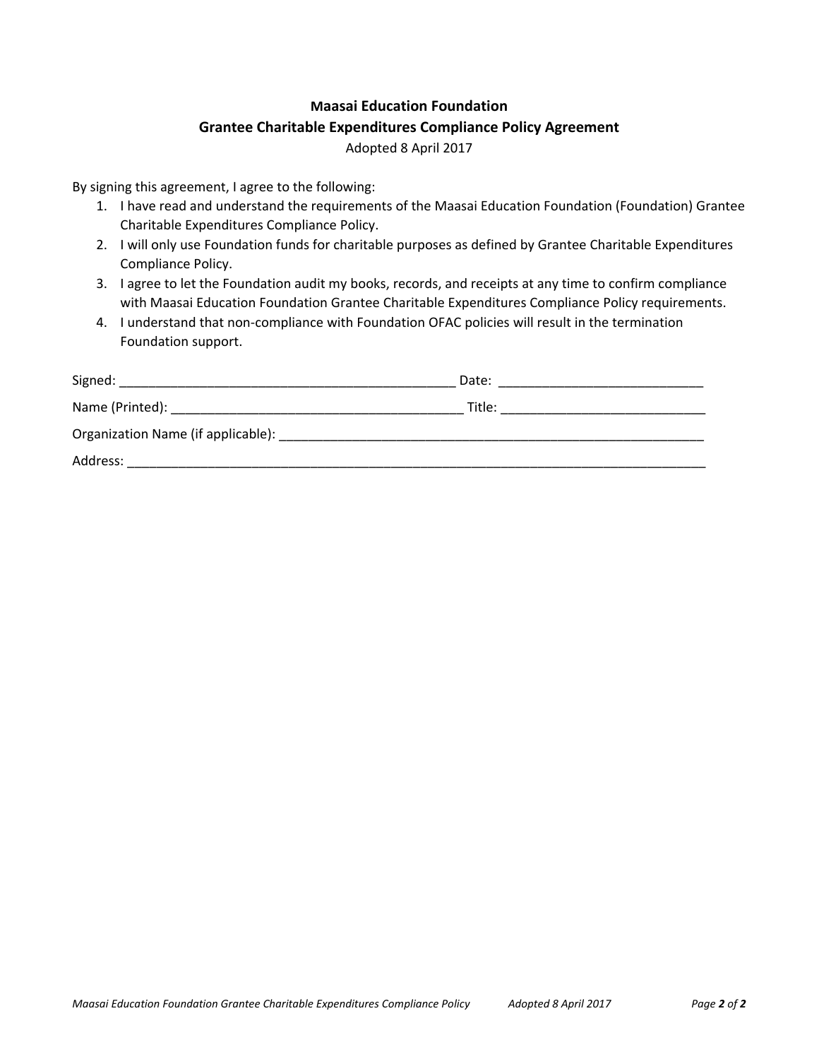**Maasai Education Foundation**

**Grantee Charitable Expenditures Compliance Policy Agreement**

Adopted 8 April 2017

By signing this agreement, I agree to the following:

1. I have read and understand the requirements of the Maasai Education Foundation (Foundation) Grantee Charitable Expenditures Compliance Policy.
2. I will only use Foundation funds for charitable purposes as defined by Grantee Charitable Expenditures Compliance Policy.
3. I agree to let the Foundation audit my books, records, and receipts at any time to confirm compliance with Maasai Education Foundation Grantee Charitable Expenditures Compliance Policy requirements.
4. I understand that non-compliance with Foundation OFAC policies will result in the termination Foundation support.

Signed: _______________________________________________ Date: ____________________________

Name (Printed): ________________________________________ Title: ____________________________

Organization Name (if applicable): ____________________________________________________________

Address: ________________________________________________________________________________